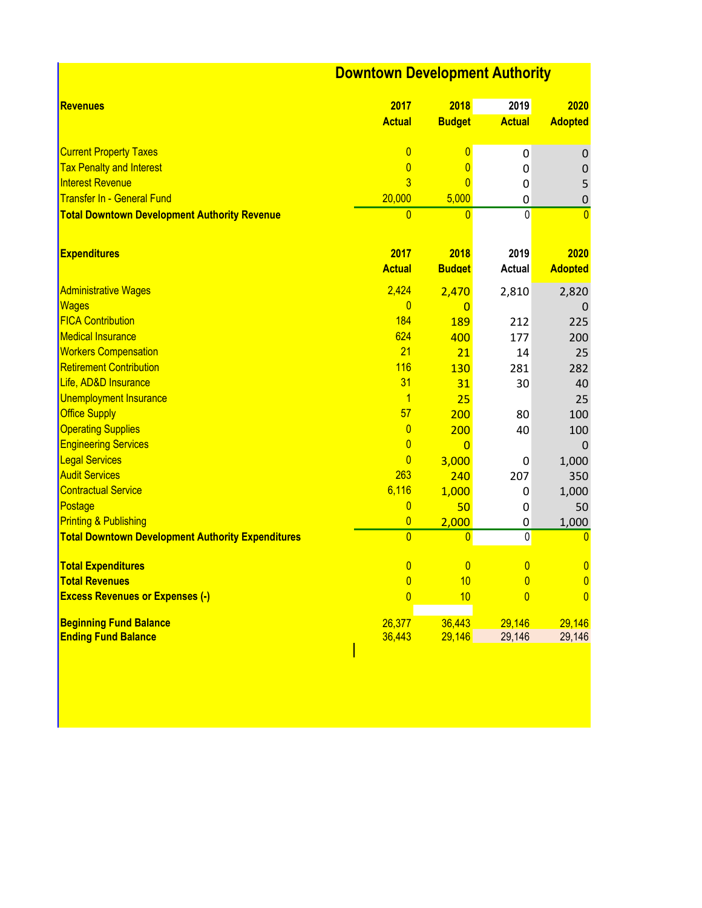# Downtown Development Authority

| Revenues | 2017 Actual | 2018 Budget | 2019 Actual | 2020 Adopted |
|---|---|---|---|---|
| Current Property Taxes | 0 | 0 | 0 | 0 |
| Tax Penalty and Interest | 0 | 0 | 0 | 0 |
| Interest Revenue | 3 | 0 | 0 | 5 |
| Transfer In - General Fund | 20,000 | 5,000 | 0 | 0 |
| **Total Downtown Development Authority Revenue** | 0 | 0 | 0 | 0 |

| Expenditures | 2017 Actual | 2018 Budget | 2019 Actual | 2020 Adopted |
|---|---|---|---|---|
| Administrative Wages | 2,424 | 2,470 | 2,810 | 2,820 |
| Wages | 0 | 0 | | 0 |
| FICA Contribution | 184 | 189 | 212 | 225 |
| Medical Insurance | 624 | 400 | 177 | 200 |
| Workers Compensation | 21 | 21 | 14 | 25 |
| Retirement Contribution | 116 | 130 | 281 | 282 |
| Life, AD&D Insurance | 31 | 31 | 30 | 40 |
| Unemployment Insurance | 1 | 25 | | 25 |
| Office Supply | 57 | 200 | 80 | 100 |
| Operating Supplies | 0 | 200 | 40 | 100 |
| Engineering Services | 0 | 0 | | 0 |
| Legal Services | 0 | 3,000 | 0 | 1,000 |
| Audit Services | 263 | 240 | 207 | 350 |
| Contractual Service | 6,116 | 1,000 | 0 | 1,000 |
| Postage | 0 | 50 | 0 | 50 |
| Printing & Publishing | 0 | 2,000 | 0 | 1,000 |
| **Total Downtown Development Authority Expenditures** | 0 | 0 | 0 | 0 |
| | | | | |
| **Total Expenditures** | 0 | 0 | 0 | 0 |
| **Total Revenues** | 0 | 10 | 0 | 0 |
| **Excess Revenues or Expenses (-)** | 0 | 10 | 0 | 0 |
| | | | | |
| **Beginning Fund Balance** | 26,377 | 36,443 | 29,146 | 29,146 |
| **Ending Fund Balance** | 36,443 | 29,146 | 29,146 | 29,146 |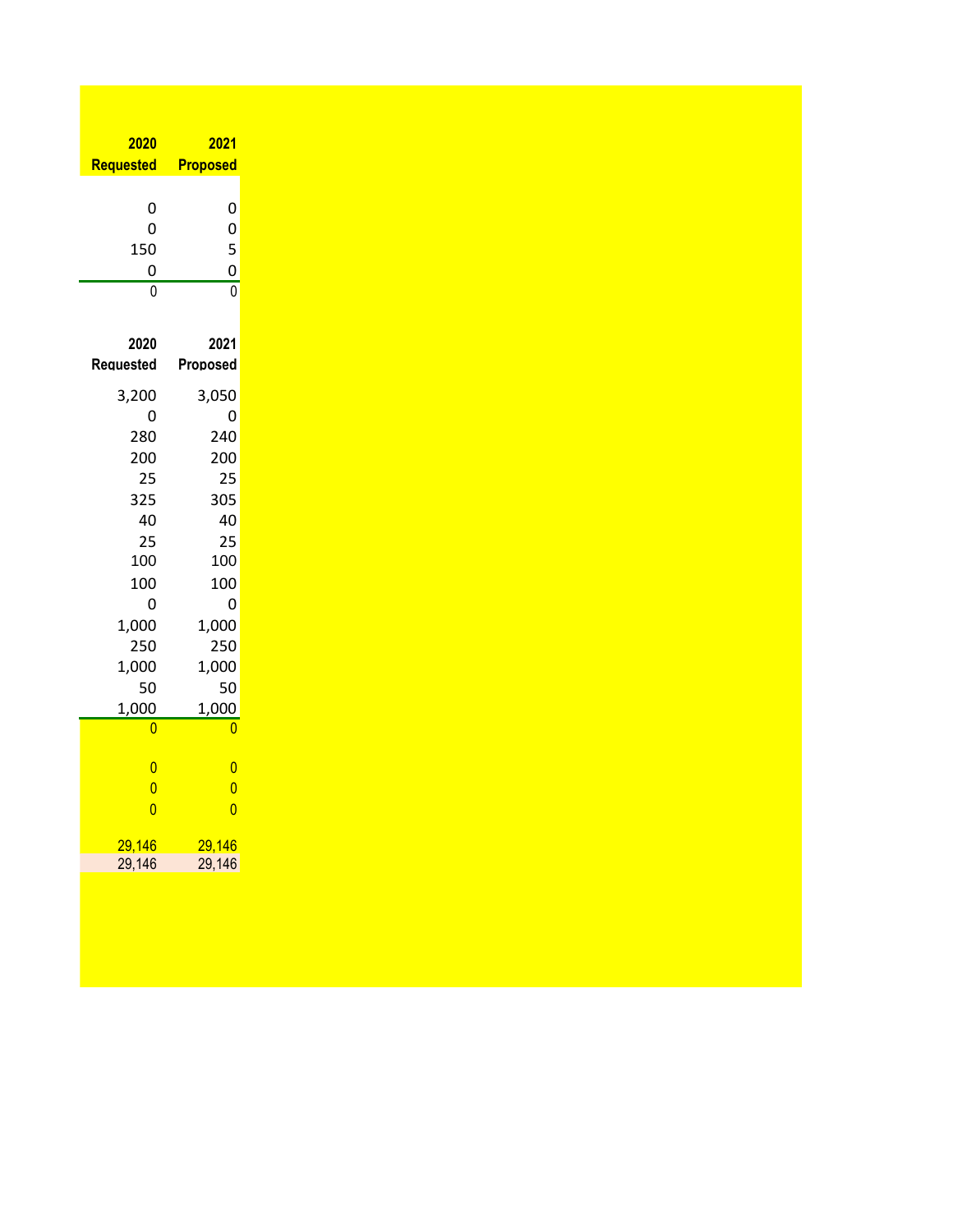| 2020 Requested | 2021 Proposed |
|---|---|
| 0 | 0 |
| 0 | 0 |
| 150 | 5 |
| 0 | 0 |
| 0 | 0 |

| 2020 Requested | 2021 Proposed |
|---|---|
| 3,200 | 3,050 |
| 0 | 0 |
| 280 | 240 |
| 200 | 200 |
| 25 | 25 |
| 325 | 305 |
| 40 | 40 |
| 25 | 25 |
| 100 | 100 |
| 100 | 100 |
| 0 | 0 |
| 1,000 | 1,000 |
| 250 | 250 |
| 1,000 | 1,000 |
| 50 | 50 |
| 1,000 | 1,000 |
| 0 | 0 |
| | |
| 0 | 0 |
| 0 | 0 |
| 0 | 0 |
| | |
| 29,146 | 29,146 |
| 29,146 | 29,146 |